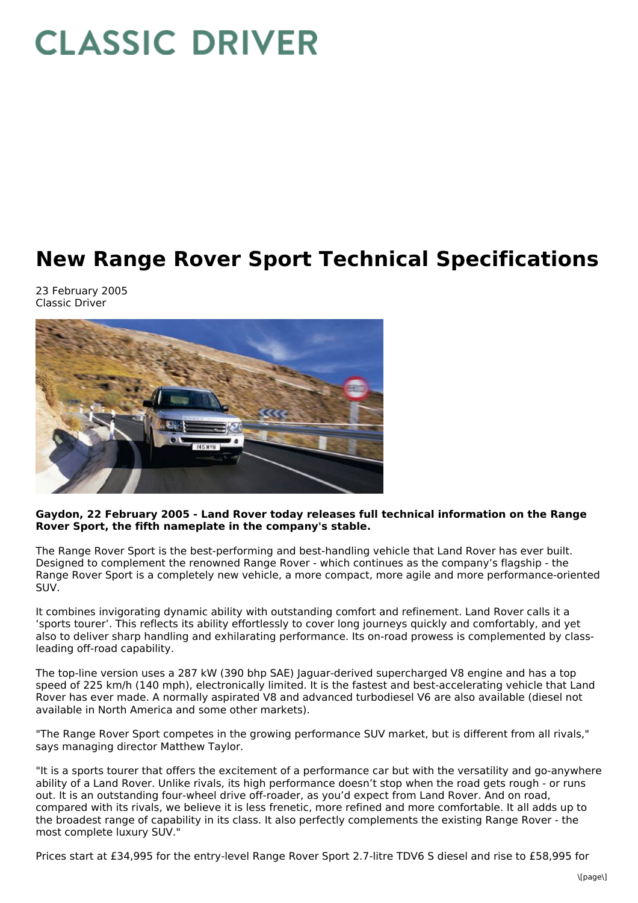# CLASSIC DRIVER

# New Range Rover Sport Technical Specifications

23 February 2005
Classic Driver

**Gaydon, 22 February 2005 - Land Rover today releases full technical information on the Range Rover Sport, the fifth nameplate in the company's stable.**

The Range Rover Sport is the best-performing and best-handling vehicle that Land Rover has ever built. Designed to complement the renowned Range Rover - which continues as the company's flagship - the Range Rover Sport is a completely new vehicle, a more compact, more agile and more performance-oriented SUV.

It combines invigorating dynamic ability with outstanding comfort and refinement. Land Rover calls it a 'sports tourer'. This reflects its ability effortlessly to cover long journeys quickly and comfortably, and yet also to deliver sharp handling and exhilarating performance. Its on-road prowess is complemented by class-leading off-road capability.

The top-line version uses a 287 kW (390 bhp SAE) Jaguar-derived supercharged V8 engine and has a top speed of 225 km/h (140 mph), electronically limited. It is the fastest and best-accelerating vehicle that Land Rover has ever made. A normally aspirated V8 and advanced turbodiesel V6 are also available (diesel not available in North America and some other markets).

"The Range Rover Sport competes in the growing performance SUV market, but is different from all rivals," says managing director Matthew Taylor.

"It is a sports tourer that offers the excitement of a performance car but with the versatility and go-anywhere ability of a Land Rover. Unlike rivals, its high performance doesn't stop when the road gets rough - or runs out. It is an outstanding four-wheel drive off-roader, as you'd expect from Land Rover. And on road, compared with its rivals, we believe it is less frenetic, more refined and more comfortable. It all adds up to the broadest range of capability in its class. It also perfectly complements the existing Range Rover - the most complete luxury SUV."

Prices start at £34,995 for the entry-level Range Rover Sport 2.7-litre TDV6 S diesel and rise to £58,995 for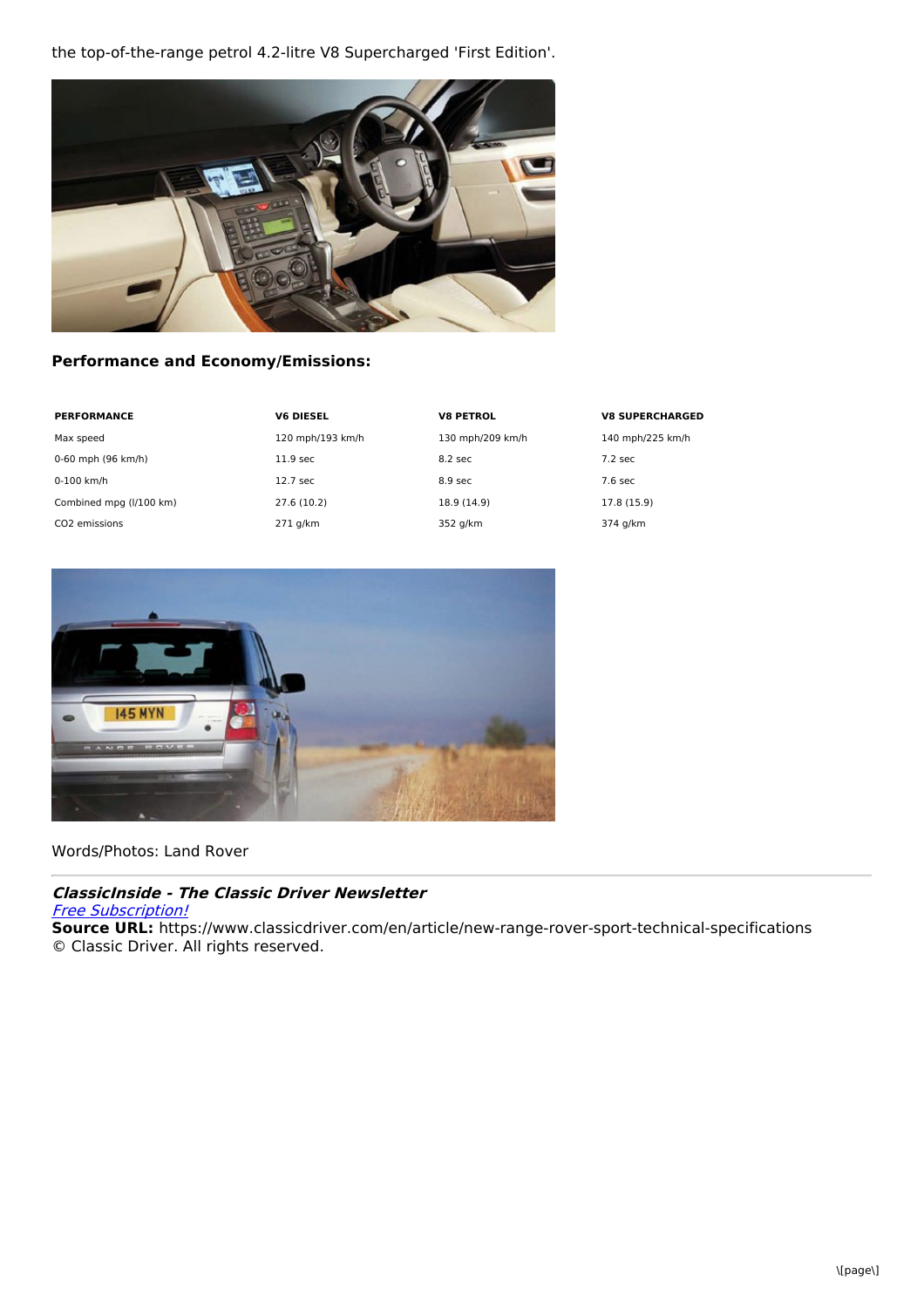the top-of-the-range petrol 4.2-litre V8 Supercharged 'First Edition'.

**Performance and Economy/Emissions:**

| PERFORMANCE | V6 DIESEL | V8 PETROL | V8 SUPERCHARGED |
|---|---|---|---|
| Max speed | 120 mph/193 km/h | 130 mph/209 km/h | 140 mph/225 km/h |
| 0-60 mph (96 km/h) | 11.9 sec | 8.2 sec | 7.2 sec |
| 0-100 km/h | 12.7 sec | 8.9 sec | 7.6 sec |
| Combined mpg (l/100 km) | 27.6 (10.2) | 18.9 (14.9) | 17.8 (15.9) |
| $CO_2$ emissions | 271 g/km | 352 g/km | 374 g/km |

Words/Photos: Land Rover

***ClassicInside - The Classic Driver Newsletter***
*Free Subscription!*
**Source URL:** https://www.classicdriver.com/en/article/new-range-rover-sport-technical-specifications
© Classic Driver. All rights reserved.